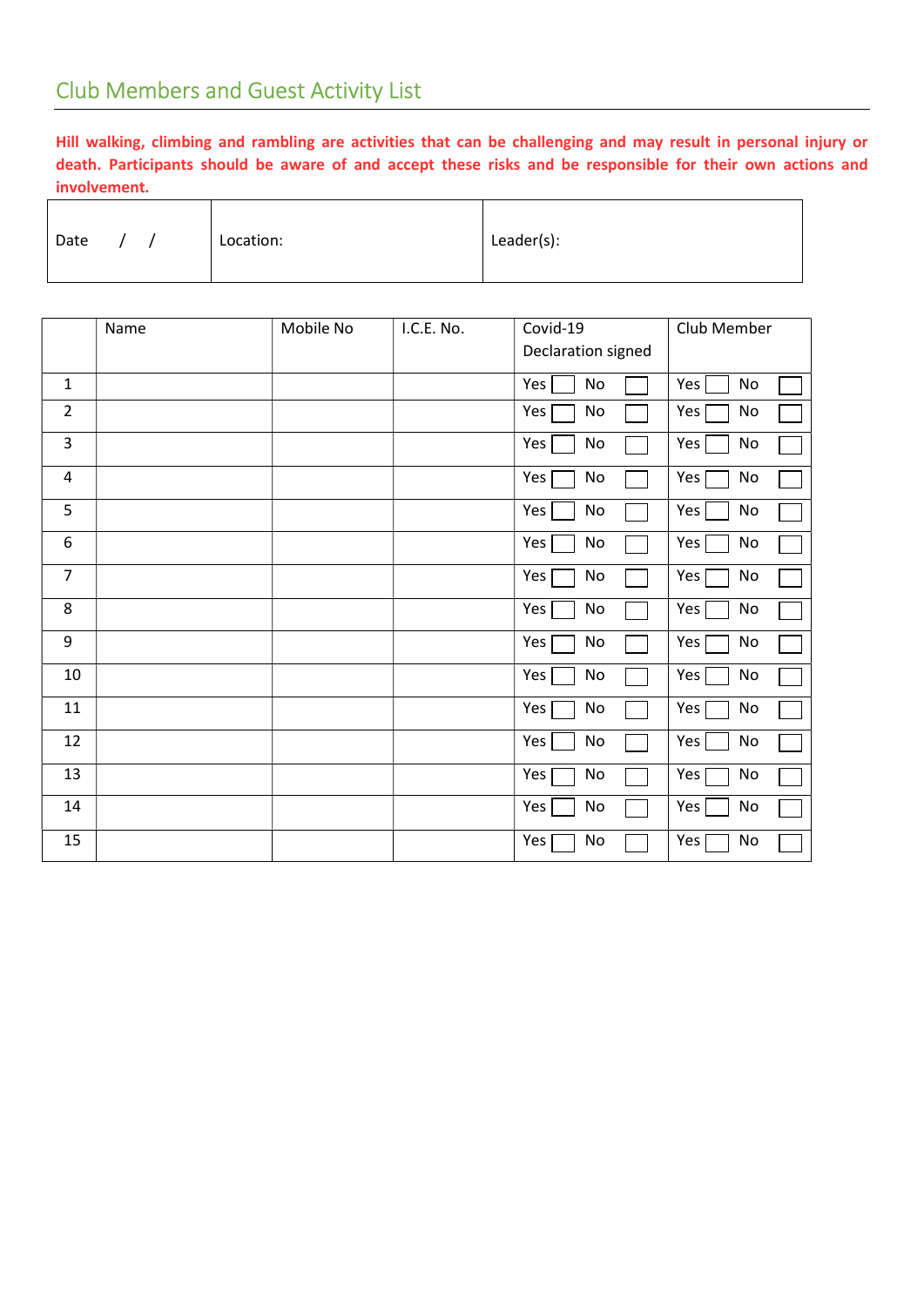# Club Members and Guest Activity List

**Hill walking, climbing and rambling are activities that can be challenging and may result in personal injury or death. Participants should be aware of and accept these risks and be responsible for their own actions and involvement.**

| Date / / | Location: | Leader(s): |
|---|---|---|

| | Name | Mobile No | I.C.E. No. | Covid-19 Declaration signed | Club Member |
|---|---|---|---|---|---|
| 1 | | | | Yes ☐ No ☐ | Yes ☐ No ☐ |
| 2 | | | | Yes ☐ No ☐ | Yes ☐ No ☐ |
| 3 | | | | Yes ☐ No ☐ | Yes ☐ No ☐ |
| 4 | | | | Yes ☐ No ☐ | Yes ☐ No ☐ |
| 5 | | | | Yes ☐ No ☐ | Yes ☐ No ☐ |
| 6 | | | | Yes ☐ No ☐ | Yes ☐ No ☐ |
| 7 | | | | Yes ☐ No ☐ | Yes ☐ No ☐ |
| 8 | | | | Yes ☐ No ☐ | Yes ☐ No ☐ |
| 9 | | | | Yes ☐ No ☐ | Yes ☐ No ☐ |
| 10 | | | | Yes ☐ No ☐ | Yes ☐ No ☐ |
| 11 | | | | Yes ☐ No ☐ | Yes ☐ No ☐ |
| 12 | | | | Yes ☐ No ☐ | Yes ☐ No ☐ |
| 13 | | | | Yes ☐ No ☐ | Yes ☐ No ☐ |
| 14 | | | | Yes ☐ No ☐ | Yes ☐ No ☐ |
| 15 | | | | Yes ☐ No ☐ | Yes ☐ No ☐ |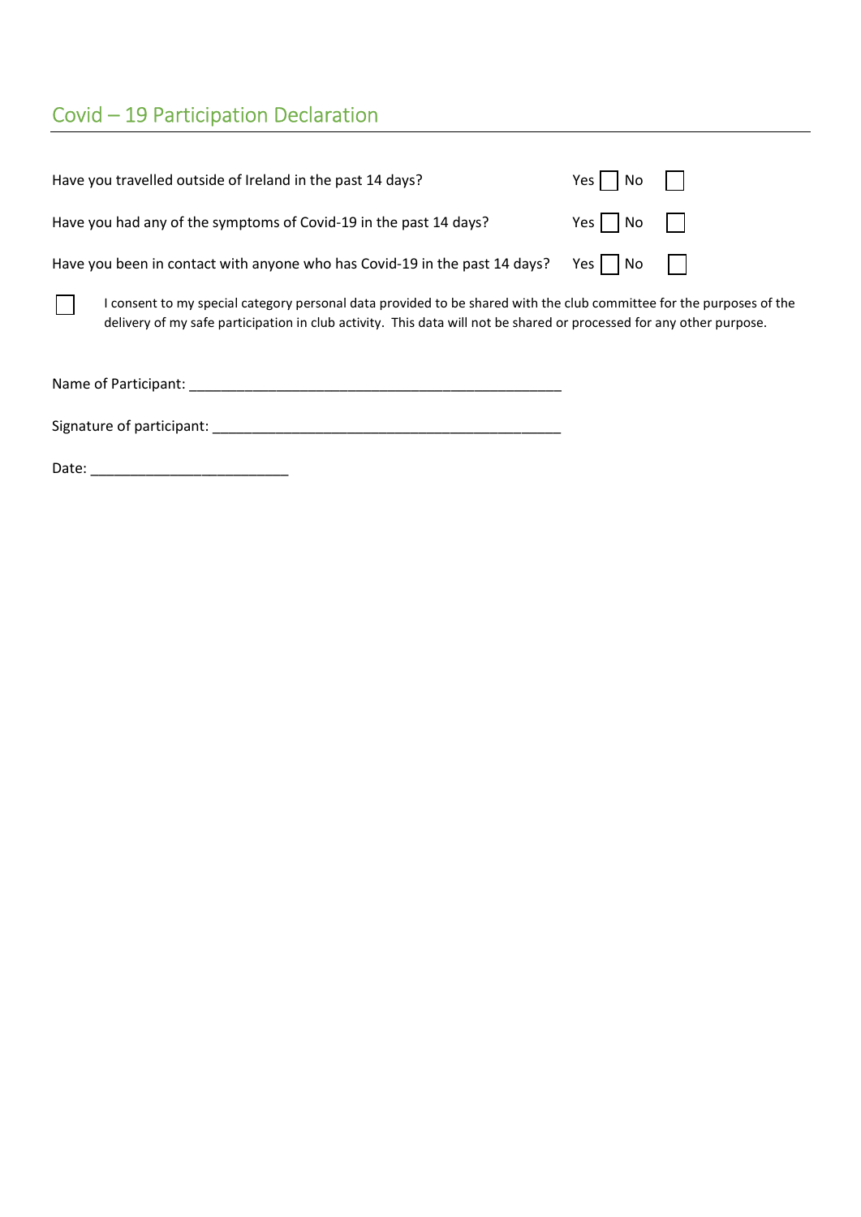## Covid – 19 Participation Declaration

Have you travelled outside of Ireland in the past 14 days? Yes ☐ No ☐

Have you had any of the symptoms of Covid-19 in the past 14 days? Yes ☐ No ☐

Have you been in contact with anyone who has Covid-19 in the past 14 days? Yes ☐ No ☐

☐ I consent to my special category personal data provided to be shared with the club committee for the purposes of the delivery of my safe participation in club activity. This data will not be shared or processed for any other purpose.

Name of Participant: ______________________________________________

Signature of participant: ___________________________________________

Date: _________________________